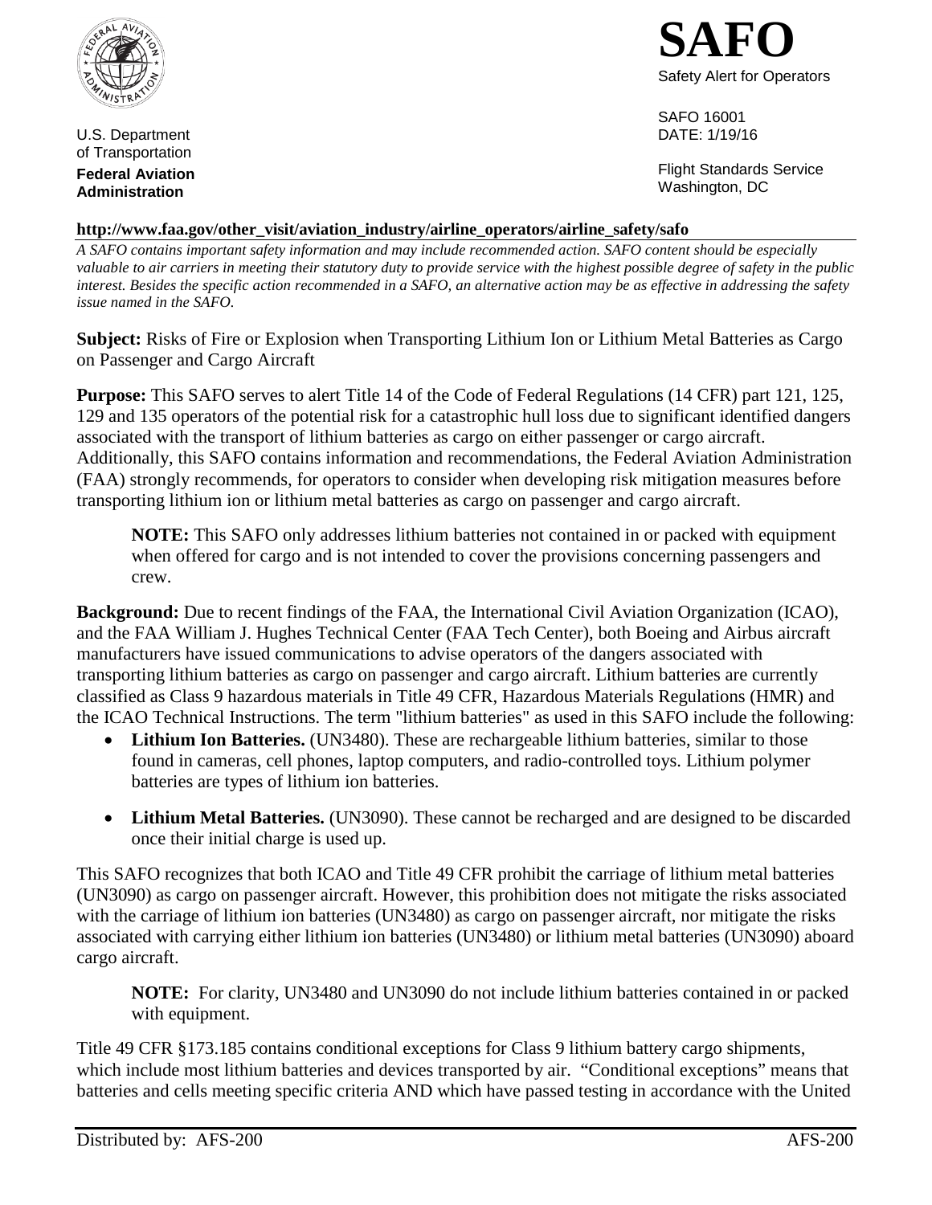U.S. Department of Transportation

**Federal Aviation Administration**

# SAFO

Safety Alert for Operators

SAFO 16001
DATE: 1/19/16

Flight Standards Service
Washington, DC

**http://www.faa.gov/other_visit/aviation_industry/airline_operators/airline_safety/safo**

*A SAFO contains important safety information and may include recommended action. SAFO content should be especially valuable to air carriers in meeting their statutory duty to provide service with the highest possible degree of safety in the public interest. Besides the specific action recommended in a SAFO, an alternative action may be as effective in addressing the safety issue named in the SAFO.*

**Subject:** Risks of Fire or Explosion when Transporting Lithium Ion or Lithium Metal Batteries as Cargo on Passenger and Cargo Aircraft

**Purpose:** This SAFO serves to alert Title 14 of the Code of Federal Regulations (14 CFR) part 121, 125, 129 and 135 operators of the potential risk for a catastrophic hull loss due to significant identified dangers associated with the transport of lithium batteries as cargo on either passenger or cargo aircraft. Additionally, this SAFO contains information and recommendations, the Federal Aviation Administration (FAA) strongly recommends, for operators to consider when developing risk mitigation measures before transporting lithium ion or lithium metal batteries as cargo on passenger and cargo aircraft.

> **NOTE:** This SAFO only addresses lithium batteries not contained in or packed with equipment when offered for cargo and is not intended to cover the provisions concerning passengers and crew.

**Background:** Due to recent findings of the FAA, the International Civil Aviation Organization (ICAO), and the FAA William J. Hughes Technical Center (FAA Tech Center), both Boeing and Airbus aircraft manufacturers have issued communications to advise operators of the dangers associated with transporting lithium batteries as cargo on passenger and cargo aircraft. Lithium batteries are currently classified as Class 9 hazardous materials in Title 49 CFR, Hazardous Materials Regulations (HMR) and the ICAO Technical Instructions. The term "lithium batteries" as used in this SAFO include the following:

- **Lithium Ion Batteries.** (UN3480). These are rechargeable lithium batteries, similar to those found in cameras, cell phones, laptop computers, and radio-controlled toys. Lithium polymer batteries are types of lithium ion batteries.
- **Lithium Metal Batteries.** (UN3090). These cannot be recharged and are designed to be discarded once their initial charge is used up.

This SAFO recognizes that both ICAO and Title 49 CFR prohibit the carriage of lithium metal batteries (UN3090) as cargo on passenger aircraft. However, this prohibition does not mitigate the risks associated with the carriage of lithium ion batteries (UN3480) as cargo on passenger aircraft, nor mitigate the risks associated with carrying either lithium ion batteries (UN3480) or lithium metal batteries (UN3090) aboard cargo aircraft.

> **NOTE:** For clarity, UN3480 and UN3090 do not include lithium batteries contained in or packed with equipment.

Title 49 CFR §173.185 contains conditional exceptions for Class 9 lithium battery cargo shipments, which include most lithium batteries and devices transported by air. "Conditional exceptions" means that batteries and cells meeting specific criteria AND which have passed testing in accordance with the United

Distributed by: AFS-200 AFS-200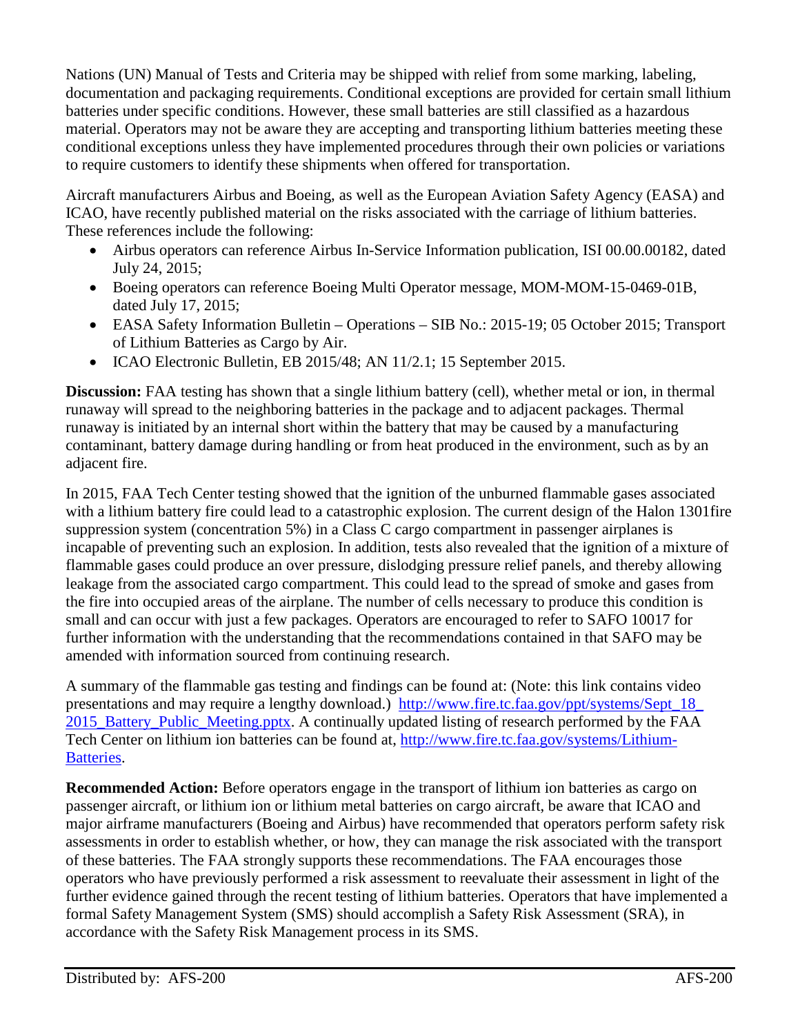Nations (UN) Manual of Tests and Criteria may be shipped with relief from some marking, labeling, documentation and packaging requirements. Conditional exceptions are provided for certain small lithium batteries under specific conditions. However, these small batteries are still classified as a hazardous material. Operators may not be aware they are accepting and transporting lithium batteries meeting these conditional exceptions unless they have implemented procedures through their own policies or variations to require customers to identify these shipments when offered for transportation.

Aircraft manufacturers Airbus and Boeing, as well as the European Aviation Safety Agency (EASA) and ICAO, have recently published material on the risks associated with the carriage of lithium batteries. These references include the following:

- Airbus operators can reference Airbus In-Service Information publication, ISI 00.00.00182, dated July 24, 2015;
- Boeing operators can reference Boeing Multi Operator message, MOM-MOM-15-0469-01B, dated July 17, 2015;
- EASA Safety Information Bulletin – Operations – SIB No.: 2015-19; 05 October 2015; Transport of Lithium Batteries as Cargo by Air.
- ICAO Electronic Bulletin, EB 2015/48; AN 11/2.1; 15 September 2015.

**Discussion:** FAA testing has shown that a single lithium battery (cell), whether metal or ion, in thermal runaway will spread to the neighboring batteries in the package and to adjacent packages. Thermal runaway is initiated by an internal short within the battery that may be caused by a manufacturing contaminant, battery damage during handling or from heat produced in the environment, such as by an adjacent fire.

In 2015, FAA Tech Center testing showed that the ignition of the unburned flammable gases associated with a lithium battery fire could lead to a catastrophic explosion. The current design of the Halon 1301fire suppression system (concentration 5%) in a Class C cargo compartment in passenger airplanes is incapable of preventing such an explosion. In addition, tests also revealed that the ignition of a mixture of flammable gases could produce an over pressure, dislodging pressure relief panels, and thereby allowing leakage from the associated cargo compartment. This could lead to the spread of smoke and gases from the fire into occupied areas of the airplane. The number of cells necessary to produce this condition is small and can occur with just a few packages. Operators are encouraged to refer to SAFO 10017 for further information with the understanding that the recommendations contained in that SAFO may be amended with information sourced from continuing research.

A summary of the flammable gas testing and findings can be found at: (Note: this link contains video presentations and may require a lengthy download.) [http://www.fire.tc.faa.gov/ppt/systems/Sept_18_2015_Battery_Public_Meeting.pptx](http://www.fire.tc.faa.gov/ppt/systems/Sept_18_2015_Battery_Public_Meeting.pptx). A continually updated listing of research performed by the FAA Tech Center on lithium ion batteries can be found at, [http://www.fire.tc.faa.gov/systems/Lithium-Batteries](http://www.fire.tc.faa.gov/systems/Lithium-Batteries).

**Recommended Action:** Before operators engage in the transport of lithium ion batteries as cargo on passenger aircraft, or lithium ion or lithium metal batteries on cargo aircraft, be aware that ICAO and major airframe manufacturers (Boeing and Airbus) have recommended that operators perform safety risk assessments in order to establish whether, or how, they can manage the risk associated with the transport of these batteries. The FAA strongly supports these recommendations. The FAA encourages those operators who have previously performed a risk assessment to reevaluate their assessment in light of the further evidence gained through the recent testing of lithium batteries. Operators that have implemented a formal Safety Management System (SMS) should accomplish a Safety Risk Assessment (SRA), in accordance with the Safety Risk Management process in its SMS.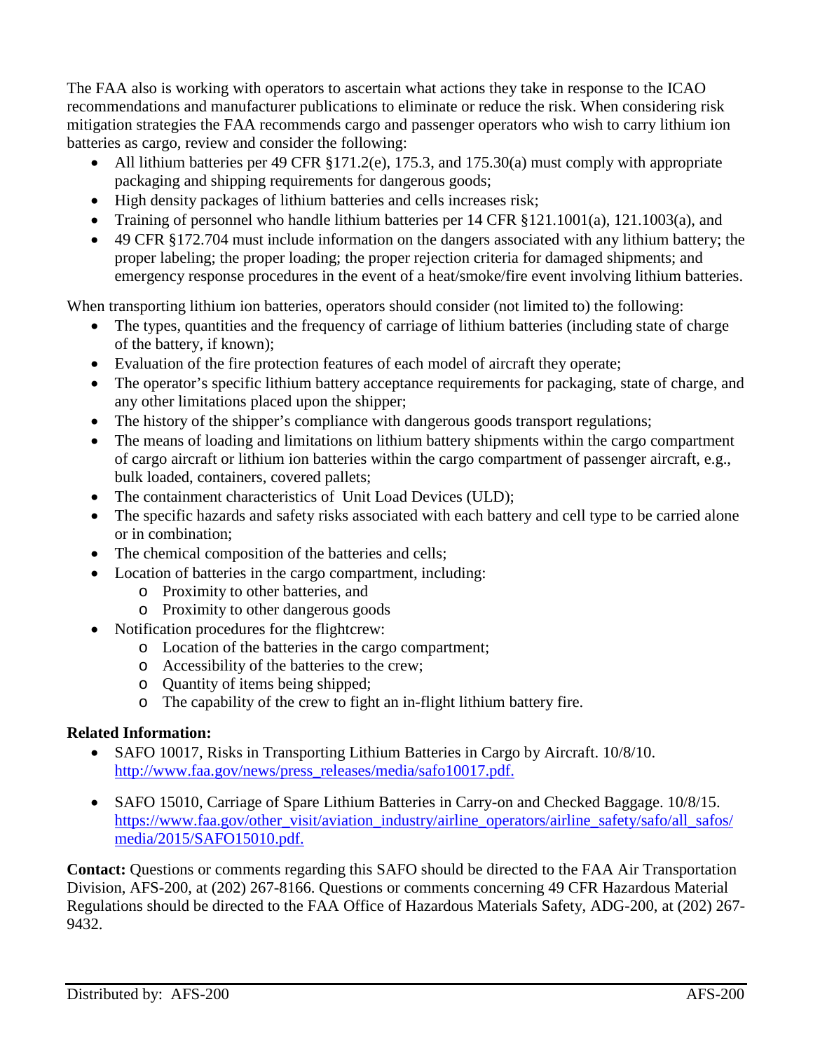The FAA also is working with operators to ascertain what actions they take in response to the ICAO recommendations and manufacturer publications to eliminate or reduce the risk. When considering risk mitigation strategies the FAA recommends cargo and passenger operators who wish to carry lithium ion batteries as cargo, review and consider the following:

- All lithium batteries per 49 CFR §171.2(e), 175.3, and 175.30(a) must comply with appropriate packaging and shipping requirements for dangerous goods;
- High density packages of lithium batteries and cells increases risk;
- Training of personnel who handle lithium batteries per 14 CFR §121.1001(a), 121.1003(a), and
- 49 CFR §172.704 must include information on the dangers associated with any lithium battery; the proper labeling; the proper loading; the proper rejection criteria for damaged shipments; and emergency response procedures in the event of a heat/smoke/fire event involving lithium batteries.

When transporting lithium ion batteries, operators should consider (not limited to) the following:

- The types, quantities and the frequency of carriage of lithium batteries (including state of charge of the battery, if known);
- Evaluation of the fire protection features of each model of aircraft they operate;
- The operator's specific lithium battery acceptance requirements for packaging, state of charge, and any other limitations placed upon the shipper;
- The history of the shipper's compliance with dangerous goods transport regulations;
- The means of loading and limitations on lithium battery shipments within the cargo compartment of cargo aircraft or lithium ion batteries within the cargo compartment of passenger aircraft, e.g., bulk loaded, containers, covered pallets;
- The containment characteristics of Unit Load Devices (ULD);
- The specific hazards and safety risks associated with each battery and cell type to be carried alone or in combination;
- The chemical composition of the batteries and cells;
- Location of batteries in the cargo compartment, including:
  - Proximity to other batteries, and
  - Proximity to other dangerous goods
- Notification procedures for the flightcrew:
  - Location of the batteries in the cargo compartment;
  - Accessibility of the batteries to the crew;
  - Quantity of items being shipped;
  - The capability of the crew to fight an in-flight lithium battery fire.

**Related Information:**

- SAFO 10017, Risks in Transporting Lithium Batteries in Cargo by Aircraft. 10/8/10. http://www.faa.gov/news/press_releases/media/safo10017.pdf.
- SAFO 15010, Carriage of Spare Lithium Batteries in Carry-on and Checked Baggage. 10/8/15. https://www.faa.gov/other_visit/aviation_industry/airline_operators/airline_safety/safo/all_safos/media/2015/SAFO15010.pdf.

**Contact:** Questions or comments regarding this SAFO should be directed to the FAA Air Transportation Division, AFS-200, at (202) 267-8166. Questions or comments concerning 49 CFR Hazardous Material Regulations should be directed to the FAA Office of Hazardous Materials Safety, ADG-200, at (202) 267-9432.

Distributed by: AFS-200 AFS-200